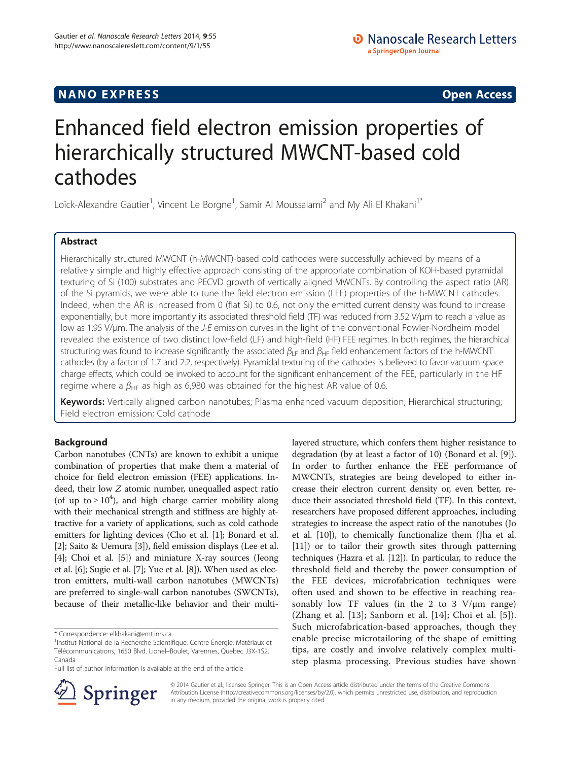NANO EXPRESS **Open Access**

# Enhanced field electron emission properties of hierarchically structured MWCNT-based cold cathodes

Loïck-Alexandre Gautier[1], Vincent Le Borgne[1], Samir Al Moussalami[2] and My Ali El Khakani[1*]

## Abstract

Hierarchically structured MWCNT (h-MWCNT)-based cold cathodes were successfully achieved by means of a relatively simple and highly effective approach consisting of the appropriate combination of KOH-based pyramidal texturing of Si (100) substrates and PECVD growth of vertically aligned MWCNTs. By controlling the aspect ratio (AR) of the Si pyramids, we were able to tune the field electron emission (FEE) properties of the h-MWCNT cathodes. Indeed, when the AR is increased from 0 (flat Si) to 0.6, not only the emitted current density was found to increase exponentially, but more importantly its associated threshold field (TF) was reduced from 3.52 V/μm to reach a value as low as 1.95 V/μm. The analysis of the *J-E* emission curves in the light of the conventional Fowler-Nordheim model revealed the existence of two distinct low-field (LF) and high-field (HF) FEE regimes. In both regimes, the hierarchical structuring was found to increase significantly the associated $\beta_{LF}$ and $\beta_{HF}$ field enhancement factors of the h-MWCNT cathodes (by a factor of 1.7 and 2.2, respectively). Pyramidal texturing of the cathodes is believed to favor vacuum space charge effects, which could be invoked to account for the significant enhancement of the FEE, particularly in the HF regime where a $\beta_{HF}$ as high as 6,980 was obtained for the highest AR value of 0.6.

**Keywords:** Vertically aligned carbon nanotubes; Plasma enhanced vacuum deposition; Hierarchical structuring; Field electron emission; Cold cathode

## Background

Carbon nanotubes (CNTs) are known to exhibit a unique combination of properties that make them a material of choice for field electron emission (FEE) applications. Indeed, their low *Z* atomic number, unequalled aspect ratio (of up to $\geq 10^4$), and high charge carrier mobility along with their mechanical strength and stiffness are highly attractive for a variety of applications, such as cold cathode emitters for lighting devices (Cho et al. [1]; Bonard et al. [2]; Saito & Uemura [3]), field emission displays (Lee et al. [4]; Choi et al. [5]) and miniature X-ray sources (Jeong et al. [6]; Sugie et al. [7]; Yue et al. [8]). When used as electron emitters, multi-wall carbon nanotubes (MWCNTs) are preferred to single-wall carbon nanotubes (SWCNTs), because of their metallic-like behavior and their multi-layered structure, which confers them higher resistance to degradation (by at least a factor of 10) (Bonard et al. [9]). In order to further enhance the FEE performance of MWCNTs, strategies are being developed to either increase their electron current density or, even better, reduce their associated threshold field (TF). In this context, researchers have proposed different approaches, including strategies to increase the aspect ratio of the nanotubes (Jo et al. [10]), to chemically functionalize them (Jha et al. [11]) or to tailor their growth sites through patterning techniques (Hazra et al. [12]). In particular, to reduce the threshold field and thereby the power consumption of the FEE devices, microfabrication techniques were often used and shown to be effective in reaching reasonably low TF values (in the 2 to 3 V/μm range) (Zhang et al. [13]; Sanborn et al. [14]; Choi et al. [5]). Such microfabrication-based approaches, though they enable precise microtailoring of the shape of emitting tips, are costly and involve relatively complex multi-step plasma processing. Previous studies have shown

\* Correspondence: elkhakani@emt.inrs.ca
[1]Institut National de la Recherche Scientifique, Centre Énergie, Matériaux et Télécommunications, 1650 Blvd. Lionel–Boulet, Varennes, Quebec J3X-1S2, Canada
Full list of author information is available at the end of the article

© 2014 Gautier et al.; licensee Springer. This is an Open Access article distributed under the terms of the Creative Commons Attribution License (http://creativecommons.org/licenses/by/2.0), which permits unrestricted use, distribution, and reproduction in any medium, provided the original work is properly cited.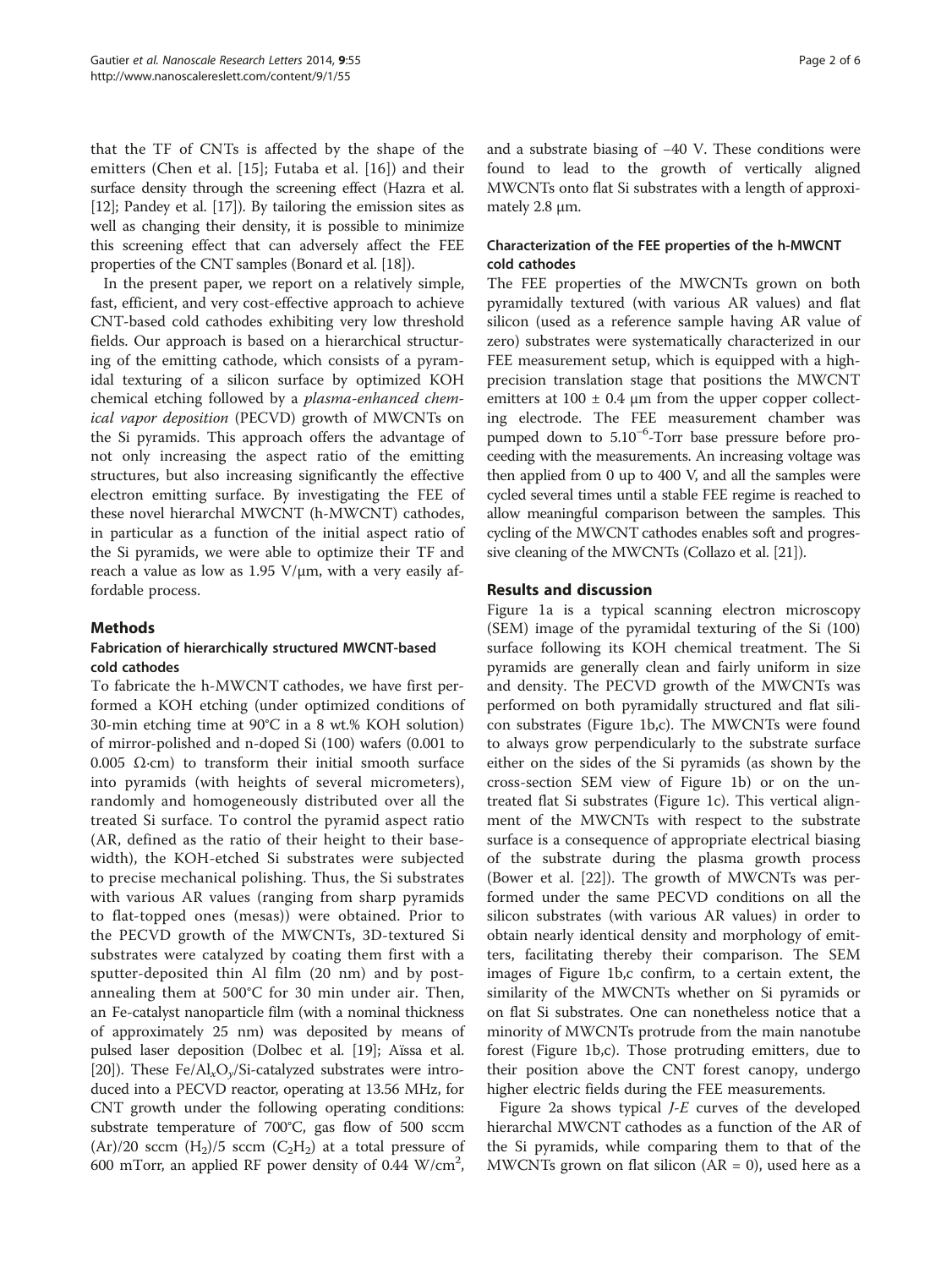that the TF of CNTs is affected by the shape of the emitters (Chen et al. [15]; Futaba et al. [16]) and their surface density through the screening effect (Hazra et al. [12]; Pandey et al. [17]). By tailoring the emission sites as well as changing their density, it is possible to minimize this screening effect that can adversely affect the FEE properties of the CNT samples (Bonard et al. [18]).

In the present paper, we report on a relatively simple, fast, efficient, and very cost-effective approach to achieve CNT-based cold cathodes exhibiting very low threshold fields. Our approach is based on a hierarchical structuring of the emitting cathode, which consists of a pyramidal texturing of a silicon surface by optimized KOH chemical etching followed by a *plasma-enhanced chemical vapor deposition* (PECVD) growth of MWCNTs on the Si pyramids. This approach offers the advantage of not only increasing the aspect ratio of the emitting structures, but also increasing significantly the effective electron emitting surface. By investigating the FEE of these novel hierarchal MWCNT (h-MWCNT) cathodes, in particular as a function of the initial aspect ratio of the Si pyramids, we were able to optimize their TF and reach a value as low as 1.95 V/μm, with a very easily affordable process.

## Methods

### Fabrication of hierarchically structured MWCNT-based cold cathodes

To fabricate the h-MWCNT cathodes, we have first performed a KOH etching (under optimized conditions of 30-min etching time at 90°C in a 8 wt.% KOH solution) of mirror-polished and n-doped Si (100) wafers (0.001 to 0.005 Ω·cm) to transform their initial smooth surface into pyramids (with heights of several micrometers), randomly and homogeneously distributed over all the treated Si surface. To control the pyramid aspect ratio (AR, defined as the ratio of their height to their base-width), the KOH-etched Si substrates were subjected to precise mechanical polishing. Thus, the Si substrates with various AR values (ranging from sharp pyramids to flat-topped ones (mesas)) were obtained. Prior to the PECVD growth of the MWCNTs, 3D-textured Si substrates were catalyzed by coating them first with a sputter-deposited thin Al film (20 nm) and by post-annealing them at 500°C for 30 min under air. Then, an Fe-catalyst nanoparticle film (with a nominal thickness of approximately 25 nm) was deposited by means of pulsed laser deposition (Dolbec et al. [19]; Aïssa et al. [20]). These $Fe/Al_xO_y/Si$-catalyzed substrates were introduced into a PECVD reactor, operating at 13.56 MHz, for CNT growth under the following operating conditions: substrate temperature of 700°C, gas flow of 500 sccm (Ar)/20 sccm ($H_2$)/5 sccm ($C_2H_2$) at a total pressure of 600 mTorr, an applied RF power density of 0.44 W/cm$^2$, and a substrate biasing of −40 V. These conditions were found to lead to the growth of vertically aligned MWCNTs onto flat Si substrates with a length of approximately 2.8 μm.

### Characterization of the FEE properties of the h-MWCNT cold cathodes

The FEE properties of the MWCNTs grown on both pyramidally textured (with various AR values) and flat silicon (used as a reference sample having AR value of zero) substrates were systematically characterized in our FEE measurement setup, which is equipped with a high-precision translation stage that positions the MWCNT emitters at 100 ± 0.4 μm from the upper copper collecting electrode. The FEE measurement chamber was pumped down to $5.10^{-6}$-Torr base pressure before proceeding with the measurements. An increasing voltage was then applied from 0 up to 400 V, and all the samples were cycled several times until a stable FEE regime is reached to allow meaningful comparison between the samples. This cycling of the MWCNT cathodes enables soft and progressive cleaning of the MWCNTs (Collazo et al. [21]).

## Results and discussion

Figure 1a is a typical scanning electron microscopy (SEM) image of the pyramidal texturing of the Si (100) surface following its KOH chemical treatment. The Si pyramids are generally clean and fairly uniform in size and density. The PECVD growth of the MWCNTs was performed on both pyramidally structured and flat silicon substrates (Figure 1b,c). The MWCNTs were found to always grow perpendicularly to the substrate surface either on the sides of the Si pyramids (as shown by the cross-section SEM view of Figure 1b) or on the untreated flat Si substrates (Figure 1c). This vertical alignment of the MWCNTs with respect to the substrate surface is a consequence of appropriate electrical biasing of the substrate during the plasma growth process (Bower et al. [22]). The growth of MWCNTs was performed under the same PECVD conditions on all the silicon substrates (with various AR values) in order to obtain nearly identical density and morphology of emitters, facilitating thereby their comparison. The SEM images of Figure 1b,c confirm, to a certain extent, the similarity of the MWCNTs whether on Si pyramids or on flat Si substrates. One can nonetheless notice that a minority of MWCNTs protrude from the main nanotube forest (Figure 1b,c). Those protruding emitters, due to their position above the CNT forest canopy, undergo higher electric fields during the FEE measurements.

Figure 2a shows typical *J-E* curves of the developed hierarchal MWCNT cathodes as a function of the AR of the Si pyramids, while comparing them to that of the MWCNTs grown on flat silicon (AR = 0), used here as a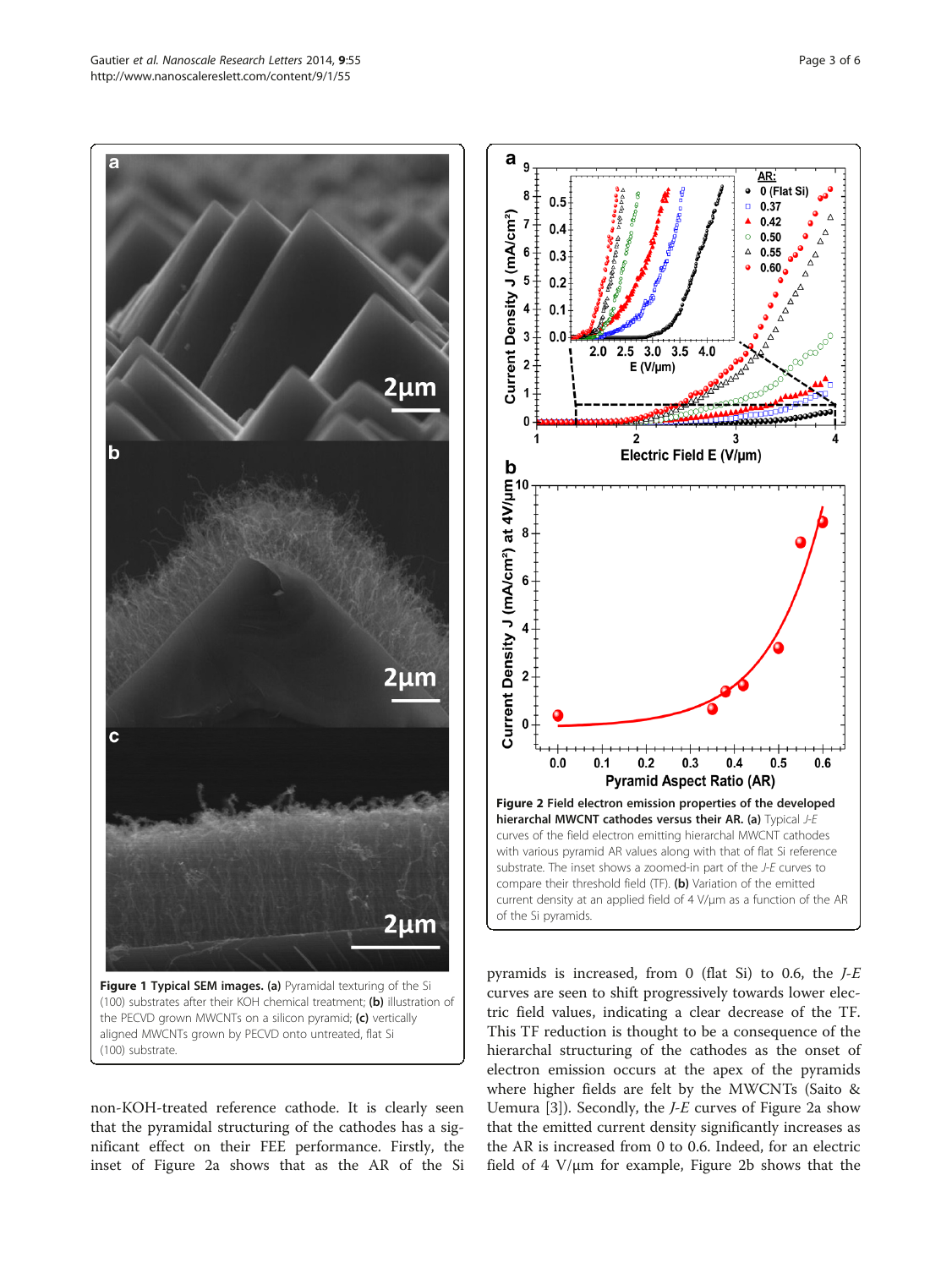**Figure 1 Typical SEM images. (a)** Pyramidal texturing of the Si (100) substrates after their KOH chemical treatment; **(b)** illustration of the PECVD grown MWCNTs on a silicon pyramid; **(c)** vertically aligned MWCNTs grown by PECVD onto untreated, flat Si (100) substrate.

**Figure 2 Field electron emission properties of the developed hierarchal MWCNT cathodes versus their AR. (a)** Typical *J-E* curves of the field electron emitting hierarchal MWCNT cathodes with various pyramid AR values along with that of flat Si reference substrate. The inset shows a zoomed-in part of the *J-E* curves to compare their threshold field (TF). **(b)** Variation of the emitted current density at an applied field of 4 V/μm as a function of the AR of the Si pyramids.

non-KOH-treated reference cathode. It is clearly seen that the pyramidal structuring of the cathodes has a significant effect on their FEE performance. Firstly, the inset of Figure 2a shows that as the AR of the Si pyramids is increased, from 0 (flat Si) to 0.6, the *J-E* curves are seen to shift progressively towards lower electric field values, indicating a clear decrease of the TF. This TF reduction is thought to be a consequence of the hierarchal structuring of the cathodes as the onset of electron emission occurs at the apex of the pyramids where higher fields are felt by the MWCNTs (Saito & Uemura [3]). Secondly, the *J-E* curves of Figure 2a show that the emitted current density significantly increases as the AR is increased from 0 to 0.6. Indeed, for an electric field of 4 V/μm for example, Figure 2b shows that the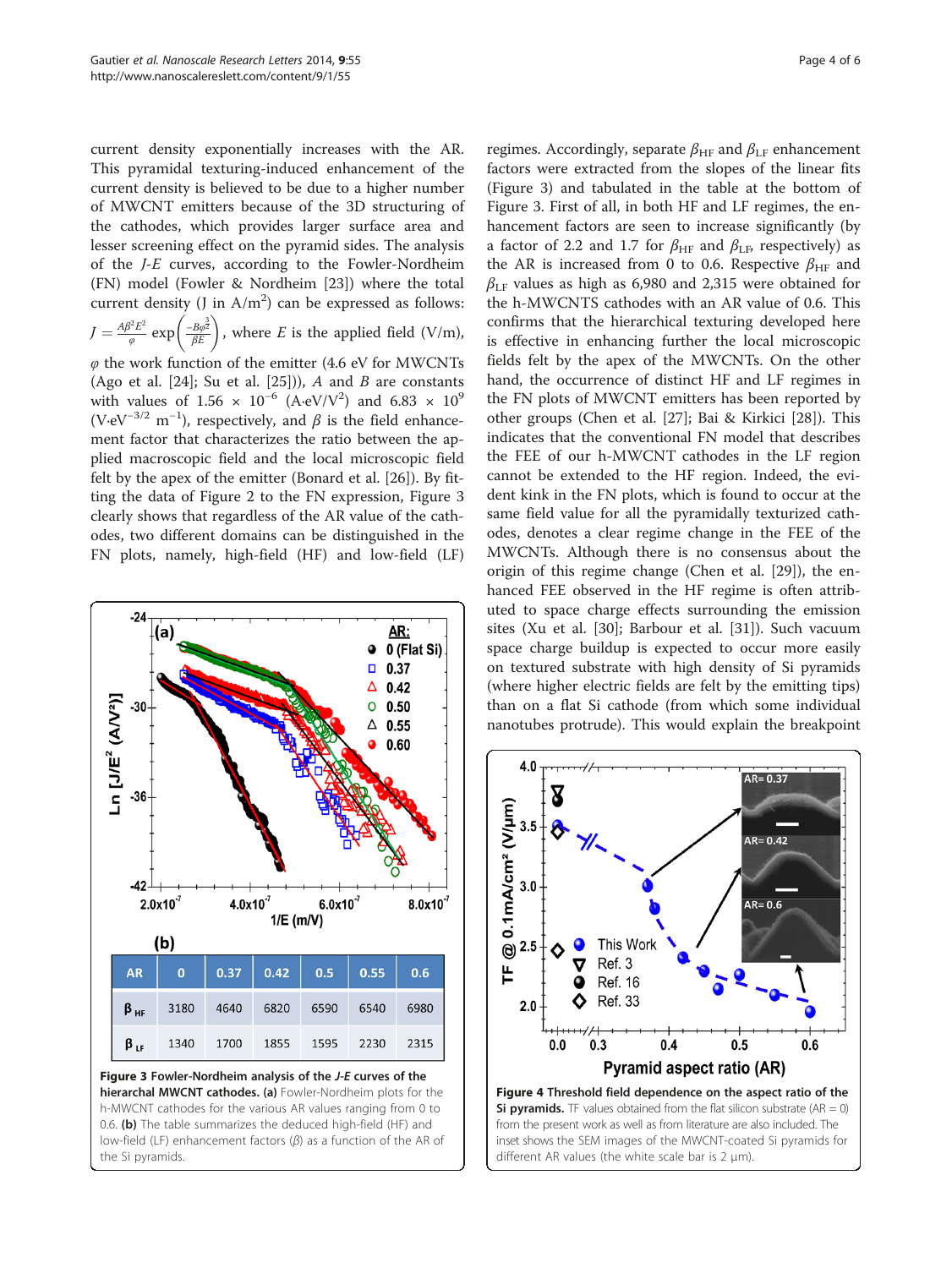current density exponentially increases with the AR. This pyramidal texturing-induced enhancement of the current density is believed to be due to a higher number of MWCNT emitters because of the 3D structuring of the cathodes, which provides larger surface area and lesser screening effect on the pyramid sides. The analysis of the *J-E* curves, according to the Fowler-Nordheim (FN) model (Fowler & Nordheim [23]) where the total current density (J in A/m$^2$) can be expressed as follows: $J = \frac{A\beta^2 E^2}{\varphi} \exp\left(\frac{-B\varphi^{\frac{3}{2}}}{\beta E}\right)$, where $E$ is the applied field (V/m), $\varphi$ the work function of the emitter (4.6 eV for MWCNTs (Ago et al. [24]; Su et al. [25])), $A$ and $B$ are constants with values of 1.56 × 10$^{-6}$ (A·eV/V$^2$) and 6.83 × 10$^9$ (V·eV$^{-3/2}$ m$^{-1}$), respectively, and $\beta$ is the field enhancement factor that characterizes the ratio between the applied macroscopic field and the local microscopic field felt by the apex of the emitter (Bonard et al. [26]). By fitting the data of Figure 2 to the FN expression, Figure 3 clearly shows that regardless of the AR value of the cathodes, two different domains can be distinguished in the FN plots, namely, high-field (HF) and low-field (LF) regimes. Accordingly, separate $\beta_{HF}$ and $\beta_{LF}$ enhancement factors were extracted from the slopes of the linear fits (Figure 3) and tabulated in the table at the bottom of Figure 3. First of all, in both HF and LF regimes, the enhancement factors are seen to increase significantly (by a factor of 2.2 and 1.7 for $\beta_{HF}$ and $\beta_{LF}$, respectively) as the AR is increased from 0 to 0.6. Respective $\beta_{HF}$ and $\beta_{LF}$ values as high as 6,980 and 2,315 were obtained for the h-MWCNTS cathodes with an AR value of 0.6. This confirms that the hierarchical texturing developed here is effective in enhancing further the local microscopic fields felt by the apex of the MWCNTs. On the other hand, the occurrence of distinct HF and LF regimes in the FN plots of MWCNT emitters has been reported by other groups (Chen et al. [27]; Bai & Kirkici [28]). This indicates that the conventional FN model that describes the FEE of our h-MWCNT cathodes in the LF region cannot be extended to the HF region. Indeed, the evident kink in the FN plots, which is found to occur at the same field value for all the pyramidally texturized cathodes, denotes a clear regime change in the FEE of the MWCNTs. Although there is no consensus about the origin of this regime change (Chen et al. [29]), the enhanced FEE observed in the HF regime is often attributed to space charge effects surrounding the emission sites (Xu et al. [30]; Barbour et al. [31]). Such vacuum space charge buildup is expected to occur more easily on textured substrate with high density of Si pyramids (where higher electric fields are felt by the emitting tips) than on a flat Si cathode (from which some individual nanotubes protrude). This would explain the breakpoint

**(b)**

| AR | 0 | 0.37 | 0.42 | 0.5 | 0.55 | 0.6 |
|---|---|---|---|---|---|---|
| $\beta_{HF}$ | 3180 | 4640 | 6820 | 6590 | 6540 | 6980 |
| $\beta_{LF}$ | 1340 | 1700 | 1855 | 1595 | 2230 | 2315 |

**Figure 3 Fowler-Nordheim analysis of the *J-E* curves of the hierarchical MWCNT cathodes. (a)** Fowler-Nordheim plots for the h-MWCNT cathodes for the various AR values ranging from 0 to 0.6. **(b)** The table summarizes the deduced high-field (HF) and low-field (LF) enhancement factors ($\beta$) as a function of the AR of the Si pyramids.

**Figure 4 Threshold field dependence on the aspect ratio of the Si pyramids.** TF values obtained from the flat silicon substrate (AR = 0) from the present work as well as from literature are also included. The inset shows the SEM images of the MWCNT-coated Si pyramids for different AR values (the white scale bar is 2 μm).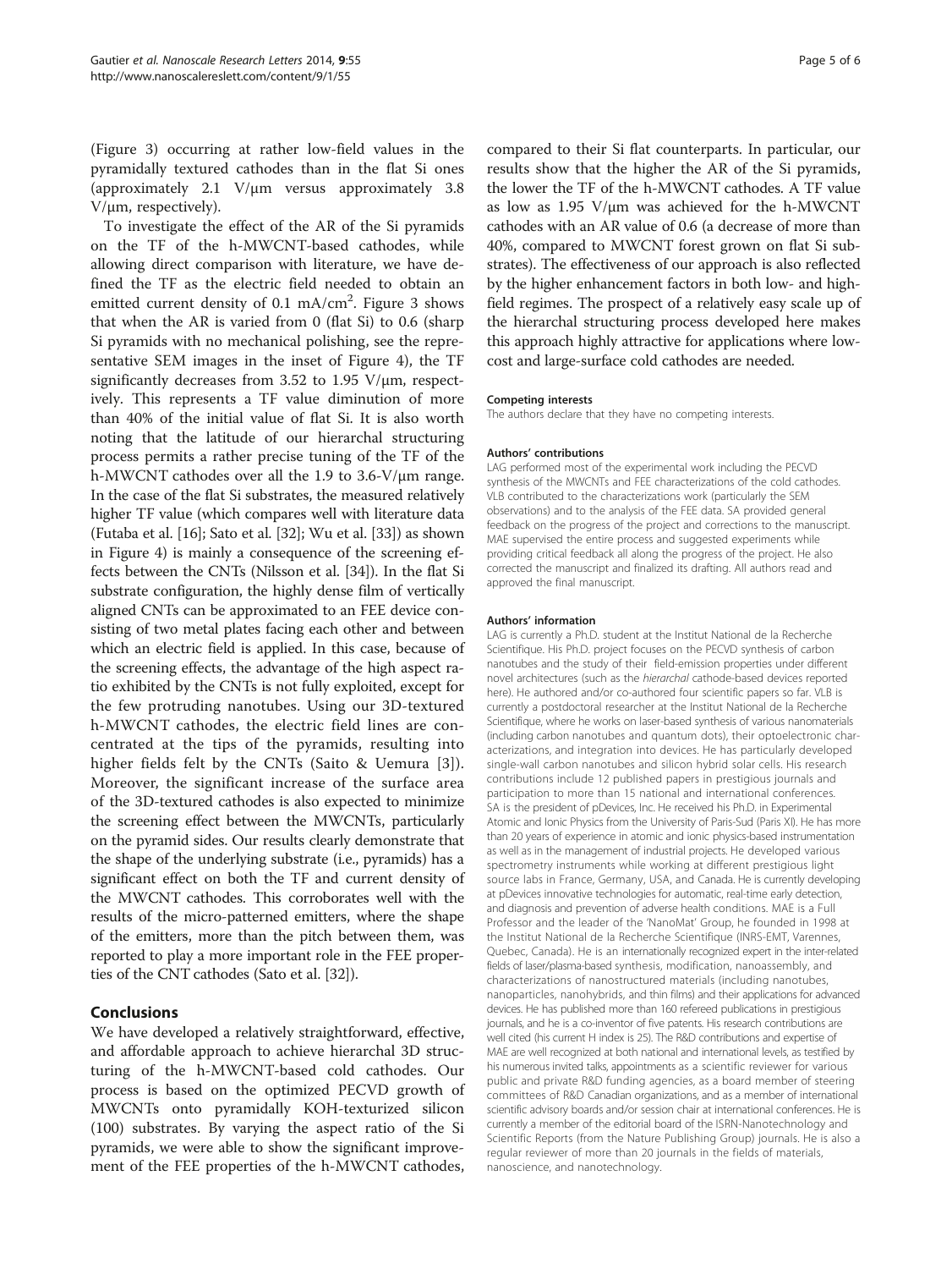(Figure 3) occurring at rather low-field values in the pyramidally textured cathodes than in the flat Si ones (approximately 2.1 V/μm versus approximately 3.8 V/μm, respectively).

To investigate the effect of the AR of the Si pyramids on the TF of the h-MWCNT-based cathodes, while allowing direct comparison with literature, we have defined the TF as the electric field needed to obtain an emitted current density of 0.1 mA/cm$^2$. Figure 3 shows that when the AR is varied from 0 (flat Si) to 0.6 (sharp Si pyramids with no mechanical polishing, see the representative SEM images in the inset of Figure 4), the TF significantly decreases from 3.52 to 1.95 V/μm, respectively. This represents a TF value diminution of more than 40% of the initial value of flat Si. It is also worth noting that the latitude of our hierarchal structuring process permits a rather precise tuning of the TF of the h-MWCNT cathodes over all the 1.9 to 3.6-V/μm range. In the case of the flat Si substrates, the measured relatively higher TF value (which compares well with literature data (Futaba et al. [16]; Sato et al. [32]; Wu et al. [33]) as shown in Figure 4) is mainly a consequence of the screening effects between the CNTs (Nilsson et al. [34]). In the flat Si substrate configuration, the highly dense film of vertically aligned CNTs can be approximated to an FEE device consisting of two metal plates facing each other and between which an electric field is applied. In this case, because of the screening effects, the advantage of the high aspect ratio exhibited by the CNTs is not fully exploited, except for the few protruding nanotubes. Using our 3D-textured h-MWCNT cathodes, the electric field lines are concentrated at the tips of the pyramids, resulting into higher fields felt by the CNTs (Saito & Uemura [3]). Moreover, the significant increase of the surface area of the 3D-textured cathodes is also expected to minimize the screening effect between the MWCNTs, particularly on the pyramid sides. Our results clearly demonstrate that the shape of the underlying substrate (i.e., pyramids) has a significant effect on both the TF and current density of the MWCNT cathodes. This corroborates well with the results of the micro-patterned emitters, where the shape of the emitters, more than the pitch between them, was reported to play a more important role in the FEE properties of the CNT cathodes (Sato et al. [32]).

## Conclusions

We have developed a relatively straightforward, effective, and affordable approach to achieve hierarchal 3D structuring of the h-MWCNT-based cold cathodes. Our process is based on the optimized PECVD growth of MWCNTs onto pyramidally KOH-texturized silicon (100) substrates. By varying the aspect ratio of the Si pyramids, we were able to show the significant improvement of the FEE properties of the h-MWCNT cathodes, compared to their Si flat counterparts. In particular, our results show that the higher the AR of the Si pyramids, the lower the TF of the h-MWCNT cathodes. A TF value as low as 1.95 V/μm was achieved for the h-MWCNT cathodes with an AR value of 0.6 (a decrease of more than 40%, compared to MWCNT forest grown on flat Si substrates). The effectiveness of our approach is also reflected by the higher enhancement factors in both low- and high-field regimes. The prospect of a relatively easy scale up of the hierarchal structuring process developed here makes this approach highly attractive for applications where low-cost and large-surface cold cathodes are needed.

#### Competing interests

The authors declare that they have no competing interests.

#### Authors' contributions

LAG performed most of the experimental work including the PECVD synthesis of the MWCNTs and FEE characterizations of the cold cathodes. VLB contributed to the characterizations work (particularly the SEM observations) and to the analysis of the FEE data. SA provided general feedback on the progress of the project and corrections to the manuscript. MAE supervised the entire process and suggested experiments while providing critical feedback all along the progress of the project. He also corrected the manuscript and finalized its drafting. All authors read and approved the final manuscript.

#### Authors' information

LAG is currently a Ph.D. student at the Institut National de la Recherche Scientifique. His Ph.D. project focuses on the PECVD synthesis of carbon nanotubes and the study of their field-emission properties under different novel architectures (such as the *hierarchal* cathode-based devices reported here). He authored and/or co-authored four scientific papers so far. VLB is currently a postdoctoral researcher at the Institut National de la Recherche Scientifique, where he works on laser-based synthesis of various nanomaterials (including carbon nanotubes and quantum dots), their optoelectronic characterizations, and integration into devices. He has particularly developed single-wall carbon nanotubes and silicon hybrid solar cells. His research contributions include 12 published papers in prestigious journals and participation to more than 15 national and international conferences. SA is the president of pDevices, Inc. He received his Ph.D. in Experimental Atomic and Ionic Physics from the University of Paris-Sud (Paris XI). He has more than 20 years of experience in atomic and ionic physics-based instrumentation as well as in the management of industrial projects. He developed various spectrometry instruments while working at different prestigious light source labs in France, Germany, USA, and Canada. He is currently developing at pDevices innovative technologies for automatic, real-time early detection, and diagnosis and prevention of adverse health conditions. MAE is a Full Professor and the leader of the 'NanoMat' Group, he founded in 1998 at the Institut National de la Recherche Scientifique (INRS-EMT, Varennes, Quebec, Canada). He is an internationally recognized expert in the inter-related fields of laser/plasma-based synthesis, modification, nanoassembly, and characterizations of nanostructured materials (including nanotubes, nanoparticles, nanohybrids, and thin films) and their applications for advanced devices. He has published more than 160 refereed publications in prestigious journals, and he is a co-inventor of five patents. His research contributions are well cited (his current H index is 25). The R&D contributions and expertise of MAE are well recognized at both national and international levels, as testified by his numerous invited talks, appointments as a scientific reviewer for various public and private R&D funding agencies, as a board member of steering committees of R&D Canadian organizations, and as a member of international scientific advisory boards and/or session chair at international conferences. He is currently a member of the editorial board of the ISRN-Nanotechnology and Scientific Reports (from the Nature Publishing Group) journals. He is also a regular reviewer of more than 20 journals in the fields of materials, nanoscience, and nanotechnology.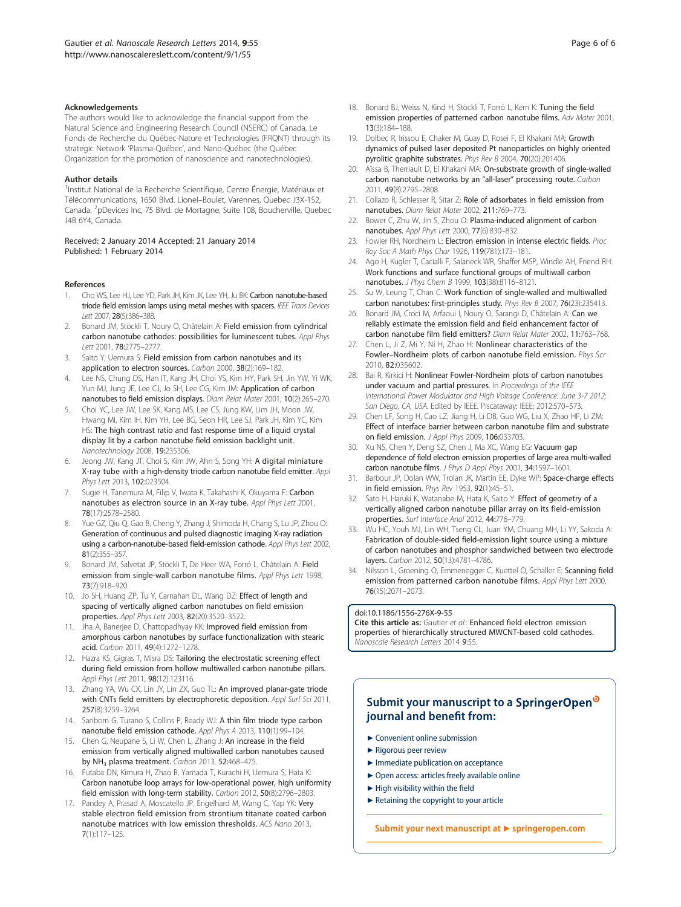### Acknowledgements

The authors would like to acknowledge the financial support from the Natural Science and Engineering Research Council (NSERC) of Canada, Le Fonds de Recherche du Québec-Nature et Technologies (FRQNT) through its strategic Network 'Plasma-Québec', and Nano-Québec (the Québec Organization for the promotion of nanoscience and nanotechnologies).

### Author details

[1]Institut National de la Recherche Scientifique, Centre Énergie, Matériaux et Télécommunications, 1650 Blvd. Lionel–Boulet, Varennes, Quebec J3X-1S2, Canada. [2]pDevices Inc, 75 Blvd. de Mortagne, Suite 108, Boucherville, Quebec J4B 6Y4, Canada.

Received: 2 January 2014 Accepted: 21 January 2014
Published: 1 February 2014

### References

1. Cho WS, Lee HJ, Lee YD, Park JH, Kim JK, Lee YH, Ju BK: **Carbon nanotube-based triode field emission lamps using metal meshes with spacers.** *IEEE Trans Devices Lett* 2007, **28**(5):386–388.
2. Bonard JM, Stöckli T, Noury O, Châtelain A: **Field emission from cylindrical carbon nanotube cathodes: possibilities for luminescent tubes.** *Appl Phys Lett* 2001, **78:**2775–2777.
3. Saito Y, Uemura S: **Field emission from carbon nanotubes and its application to electron sources.** *Carbon* 2000, **38**(2):169–182.
4. Lee NS, Chung DS, Han IT, Kang JH, Choi YS, Kim HY, Park SH, Jin YW, Yi WK, Yun MJ, Jung JE, Lee CJ, Jo SH, Lee CG, Kim JM: **Application of carbon nanotubes to field emission displays.** *Diam Relat Mater* 2001, **10**(2):265–270.
5. Choi YC, Lee JW, Lee SK, Kang MS, Lee CS, Jung KW, Lim JH, Moon JW, Hwang MI, Kim IH, Kim YH, Lee BG, Seon HR, Lee SJ, Park JH, Kim YC, Kim HS: **The high contrast ratio and fast response time of a liquid crystal display lit by a carbon nanotube field emission backlight unit.** *Nanotechnology* 2008, **19:**235306.
6. Jeong JW, Kang JT, Choi S, Kim JW, Ahn S, Song YH: **A digital miniature X-ray tube with a high-density triode carbon nanotube field emitter.** *Appl Phys Lett* 2013, **102:**023504.
7. Sugie H, Tanemura M, Filip V, Iwata K, Takahashi K, Okuyama F: **Carbon nanotubes as electron source in an X-ray tube.** *Appl Phys Lett* 2001, **78**(17):2578–2580.
8. Yue GZ, Qiu Q, Gao B, Cheng Y, Zhang J, Shimoda H, Chang S, Lu JP, Zhou O: **Generation of continuous and pulsed diagnostic imaging X-ray radiation using a carbon-nanotube-based field-emission cathode.** *Appl Phys Lett* 2002, **81**(2):355–357.
9. Bonard JM, Salvetat JP, Stöckli T, De Heer WA, Forró L, Châtelain A: **Field emission from single-wall carbon nanotube films.** *Appl Phys Lett* 1998, **73**(7):918–920.
10. Jo SH, Huang ZP, Tu Y, Carnahan DL, Wang DZ: **Effect of length and spacing of vertically aligned carbon nanotubes on field emission properties.** *Appl Phys Lett* 2003, **82**(20):3520–3522.
11. Jha A, Banerjee D, Chattopadhyay KK: **Improved field emission from amorphous carbon nanotubes by surface functionalization with stearic acid.** *Carbon* 2011, **49**(4):1272–1278.
12. Hazra KS, Gigras T, Misra DS: **Tailoring the electrostatic screening effect during field emission from hollow multiwalled carbon nanotube pillars.** *Appl Phys Lett* 2011, **98**(12):123116.
13. Zhang YA, Wu CX, Lin JY, Lin ZX, Guo TL: **An improved planar-gate triode with CNTs field emitters by electrophoretic deposition.** *Appl Surf Sci* 2011, **257**(8):3259–3264.
14. Sanborn G, Turano S, Collins P, Ready WJ: **A thin film triode type carbon nanotube field emission cathode.** *Appl Phys A* 2013, **110**(1):99–104.
15. Chen G, Neupane S, Li W, Chen L, Zhang J: **An increase in the field emission from vertically aligned multiwalled carbon nanotubes caused by $NH_3$ plasma treatment.** *Carbon* 2013, **52:**468–475.
16. Futaba DN, Kimura H, Zhao B, Yamada T, Kurachi H, Uemura S, Hata K: **Carbon nanotube loop arrays for low-operational power, high uniformity field emission with long-term stability.** *Carbon* 2012, **50**(8):2796–2803.
17. Pandey A, Prasad A, Moscatello JP, Engelhard M, Wang C, Yap YK: **Very stable electron field emission from strontium titanate coated carbon nanotube matrices with low emission thresholds.** *ACS Nano* 2013, **7**(1):117–125.
18. Bonard BJ, Weiss N, Kind H, Stöckli T, Forró L, Kern K: **Tuning the field emission properties of patterned carbon nanotube films.** *Adv Mater* 2001, **13**(3):184–188.
19. Dolbec R, Irissou E, Chaker M, Guay D, Rosei F, El Khakani MA: **Growth dynamics of pulsed laser deposited Pt nanoparticles on highly oriented pyrolitic graphite substrates.** *Phys Rev B* 2004, **70**(20):201406.
20. Aïssa B, Therriault D, El Khakani MA: **On-substrate growth of single-walled carbon nanotube networks by an "all-laser" processing route.** *Carbon* 2011, **49**(8):2795–2808.
21. Collazo R, Schlesser R, Sitar Z: **Role of adsorbates in field emission from nanotubes.** *Diam Relat Mater* 2002, **211:**769–773.
22. Bower C, Zhu W, Jin S, Zhou O: **Plasma-induced alignment of carbon nanotubes.** *Appl Phys Lett* 2000, **77**(6):830–832.
23. Fowler RH, Nordheim L: **Electron emission in intense electric fields.** *Proc Roy Soc A Math Phys Char* 1926, **119**(781):173–181.
24. Ago H, Kugler T, Cacialli F, Salaneck WR, Shaffer MSP, Windle AH, Friend RH: **Work functions and surface functional groups of multiwall carbon nanotubes.** *J Phys Chem B* 1999, **103**(38):8116–8121.
25. Su W, Leung T, Chan C: **Work function of single-walled and multiwalled carbon nanotubes: first-principles study.** *Phys Rev B* 2007, **76**(23):235413.
26. Bonard JM, Croci M, Arfaoui I, Noury O, Sarangi D, Châtelain A: **Can we reliably estimate the emission field and field enhancement factor of carbon nanotube film field emitters?** *Diam Relat Mater* 2002, **11:**763–768.
27. Chen L, Ji Z, Mi Y, Ni H, Zhao H: **Nonlinear characteristics of the Fowler–Nordheim plots of carbon nanotube field emission.** *Phys Scr* 2010, **82:**035602.
28. Bai R, Kirkici H: **Nonlinear Fowler-Nordheim plots of carbon nanotubes under vacuum and partial pressures.** In *Proceedings of the IEEE International Power Modulator and High Voltage Conference: June 3-7 2012; San Diego, CA, USA.* Edited by IEEE. Piscataway: IEEE; 2012:570–573.
29. Chen LF, Song H, Cao LZ, Jiang H, Li DB, Guo WG, Liu X, Zhao HF, Li ZM: **Effect of interface barrier between carbon nanotube film and substrate on field emission.** *J Appl Phys* 2009, **106:**033703.
30. Xu NS, Chen Y, Deng SZ, Chen J, Ma XC, Wang EG: **Vacuum gap dependence of field electron emission properties of large area multi-walled carbon nanotube films.** *J Phys D Appl Phys* 2001, **34:**1597–1601.
31. Barbour JP, Dolan WW, Trolan JK, Martin EE, Dyke WP: **Space-charge effects in field emission.** *Phys Rev* 1953, **92**(1):45–51.
32. Sato H, Haruki K, Watanabe M, Hata K, Saito Y: **Effect of geometry of a vertically aligned carbon nanotube pillar array on its field-emission properties.** *Surf Interface Anal* 2012, **44:**776–779.
33. Wu HC, Youh MJ, Lin WH, Tseng CL, Juan YM, Chuang MH, Li YY, Sakoda A: **Fabrication of double-sided field-emission light source using a mixture of carbon nanotubes and phosphor sandwiched between two electrode layers.** *Carbon* 2012, **50**(13):4781–4786.
34. Nilsson L, Groening O, Emmenegger C, Kuettel O, Schaller E: **Scanning field emission from patterned carbon nanotube films.** *Appl Phys Lett* 2000, **76**(15):2071–2073.

doi:10.1186/1556-276X-9-55
**Cite this article as:** Gautier *et al.*: Enhanced field electron emission properties of hierarchically structured MWCNT-based cold cathodes. *Nanoscale Research Letters* 2014 **9**:55.

**Submit your manuscript to a SpringerOpen journal and benefit from:**

- ► Convenient online submission
- ► Rigorous peer review
- ► Immediate publication on acceptance
- ► Open access: articles freely available online
- ► High visibility within the field
- ► Retaining the copyright to your article

**Submit your next manuscript at ► springeropen.com**